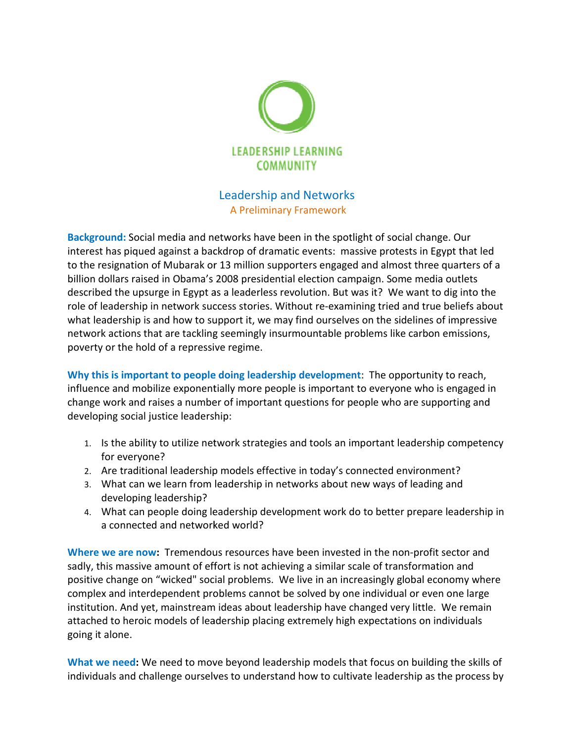LEADERSHIP LEARNING COMMUNITY

# Leadership and Networks

## A Preliminary Framework

**Background:** Social media and networks have been in the spotlight of social change. Our interest has piqued against a backdrop of dramatic events: massive protests in Egypt that led to the resignation of Mubarak or 13 million supporters engaged and almost three quarters of a billion dollars raised in Obama's 2008 presidential election campaign. Some media outlets described the upsurge in Egypt as a leaderless revolution. But was it? We want to dig into the role of leadership in network success stories. Without re-examining tried and true beliefs about what leadership is and how to support it, we may find ourselves on the sidelines of impressive network actions that are tackling seemingly insurmountable problems like carbon emissions, poverty or the hold of a repressive regime.

**Why this is important to people doing leadership development**: The opportunity to reach, influence and mobilize exponentially more people is important to everyone who is engaged in change work and raises a number of important questions for people who are supporting and developing social justice leadership:

1. Is the ability to utilize network strategies and tools an important leadership competency for everyone?
2. Are traditional leadership models effective in today's connected environment?
3. What can we learn from leadership in networks about new ways of leading and developing leadership?
4. What can people doing leadership development work do to better prepare leadership in a connected and networked world?

**Where we are now:** Tremendous resources have been invested in the non-profit sector and sadly, this massive amount of effort is not achieving a similar scale of transformation and positive change on "wicked" social problems. We live in an increasingly global economy where complex and interdependent problems cannot be solved by one individual or even one large institution. And yet, mainstream ideas about leadership have changed very little. We remain attached to heroic models of leadership placing extremely high expectations on individuals going it alone.

**What we need:** We need to move beyond leadership models that focus on building the skills of individuals and challenge ourselves to understand how to cultivate leadership as the process by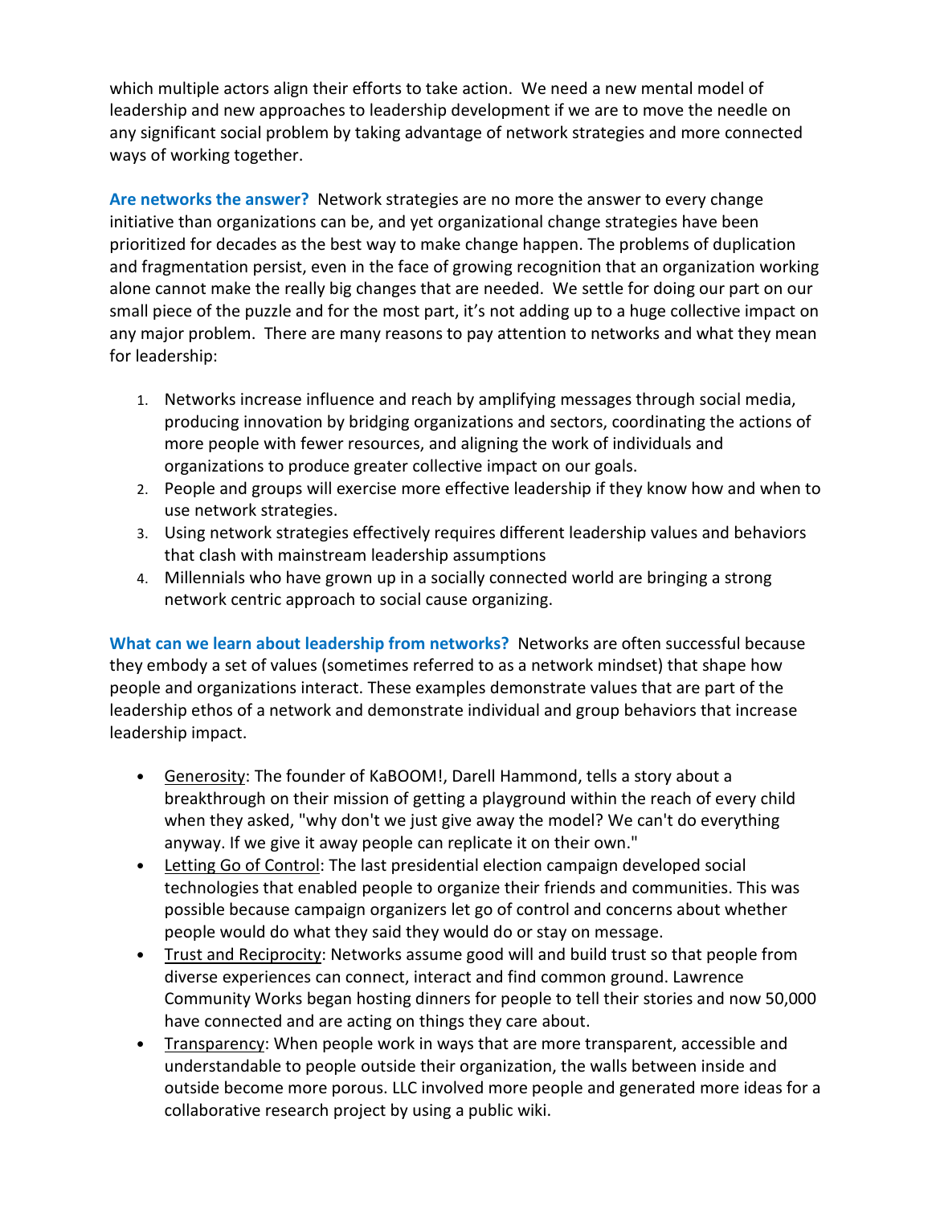which multiple actors align their efforts to take action. We need a new mental model of leadership and new approaches to leadership development if we are to move the needle on any significant social problem by taking advantage of network strategies and more connected ways of working together.

**Are networks the answer?** Network strategies are no more the answer to every change initiative than organizations can be, and yet organizational change strategies have been prioritized for decades as the best way to make change happen. The problems of duplication and fragmentation persist, even in the face of growing recognition that an organization working alone cannot make the really big changes that are needed. We settle for doing our part on our small piece of the puzzle and for the most part, it's not adding up to a huge collective impact on any major problem. There are many reasons to pay attention to networks and what they mean for leadership:

1. Networks increase influence and reach by amplifying messages through social media, producing innovation by bridging organizations and sectors, coordinating the actions of more people with fewer resources, and aligning the work of individuals and organizations to produce greater collective impact on our goals.
2. People and groups will exercise more effective leadership if they know how and when to use network strategies.
3. Using network strategies effectively requires different leadership values and behaviors that clash with mainstream leadership assumptions
4. Millennials who have grown up in a socially connected world are bringing a strong network centric approach to social cause organizing.

**What can we learn about leadership from networks?** Networks are often successful because they embody a set of values (sometimes referred to as a network mindset) that shape how people and organizations interact. These examples demonstrate values that are part of the leadership ethos of a network and demonstrate individual and group behaviors that increase leadership impact.

- Generosity: The founder of KaBOOM!, Darell Hammond, tells a story about a breakthrough on their mission of getting a playground within the reach of every child when they asked, "why don't we just give away the model? We can't do everything anyway. If we give it away people can replicate it on their own."
- Letting Go of Control: The last presidential election campaign developed social technologies that enabled people to organize their friends and communities. This was possible because campaign organizers let go of control and concerns about whether people would do what they said they would do or stay on message.
- Trust and Reciprocity: Networks assume good will and build trust so that people from diverse experiences can connect, interact and find common ground. Lawrence Community Works began hosting dinners for people to tell their stories and now 50,000 have connected and are acting on things they care about.
- Transparency: When people work in ways that are more transparent, accessible and understandable to people outside their organization, the walls between inside and outside become more porous. LLC involved more people and generated more ideas for a collaborative research project by using a public wiki.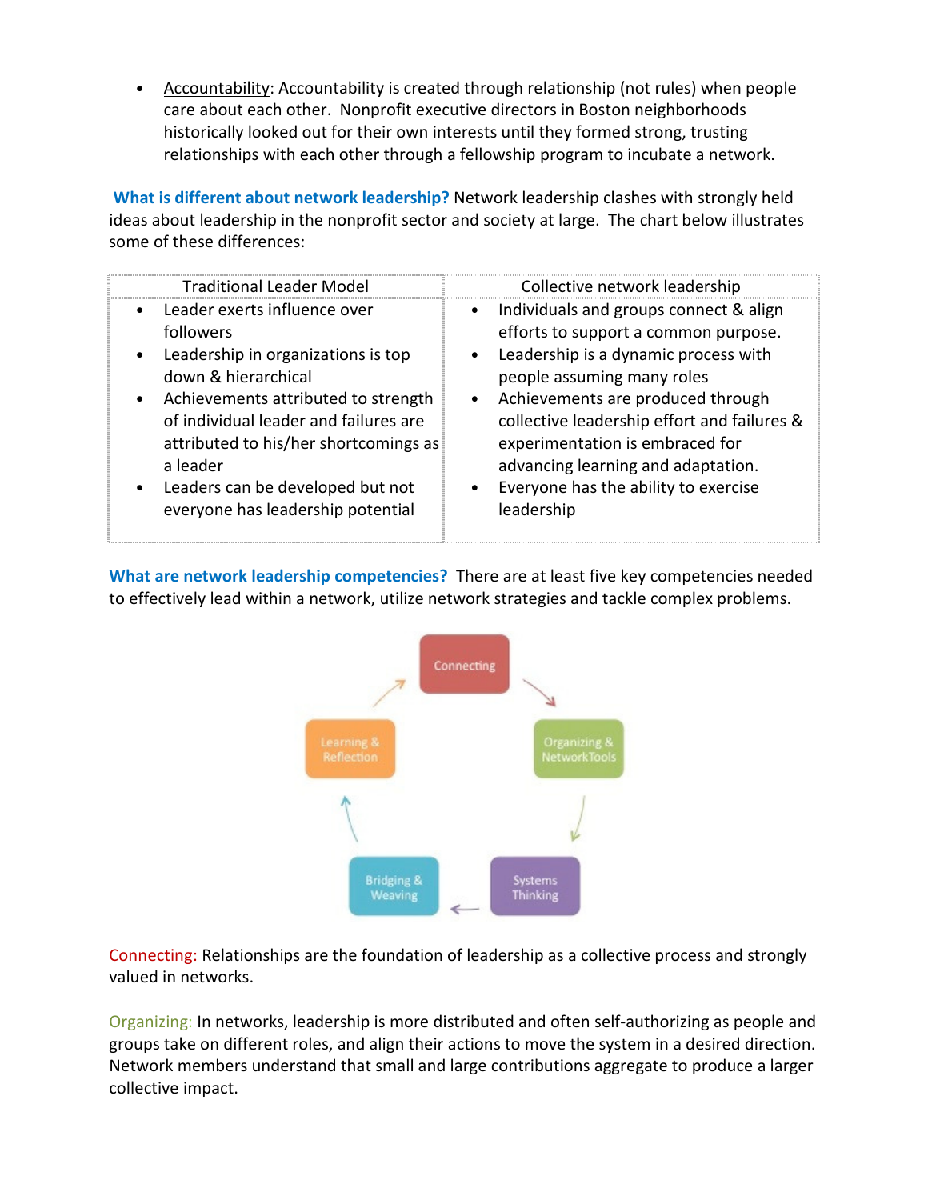- Accountability: Accountability is created through relationship (not rules) when people care about each other. Nonprofit executive directors in Boston neighborhoods historically looked out for their own interests until they formed strong, trusting relationships with each other through a fellowship program to incubate a network.

**What is different about network leadership?** Network leadership clashes with strongly held ideas about leadership in the nonprofit sector and society at large. The chart below illustrates some of these differences:

| Traditional Leader Model | Collective network leadership |
| --- | --- |
| • Leader exerts influence over followers<br>• Leadership in organizations is top down & hierarchical<br>• Achievements attributed to strength of individual leader and failures are attributed to his/her shortcomings as a leader<br>• Leaders can be developed but not everyone has leadership potential | • Individuals and groups connect & align efforts to support a common purpose.<br>• Leadership is a dynamic process with people assuming many roles<br>• Achievements are produced through collective leadership effort and failures & experimentation is embraced for advancing learning and adaptation.<br>• Everyone has the ability to exercise leadership |

**What are network leadership competencies?** There are at least five key competencies needed to effectively lead within a network, utilize network strategies and tackle complex problems.

Connecting → Organizing & Network Tools → Systems Thinking → Bridging & Weaving → Learning & Reflection → Connecting

Connecting: Relationships are the foundation of leadership as a collective process and strongly valued in networks.

Organizing: In networks, leadership is more distributed and often self-authorizing as people and groups take on different roles, and align their actions to move the system in a desired direction. Network members understand that small and large contributions aggregate to produce a larger collective impact.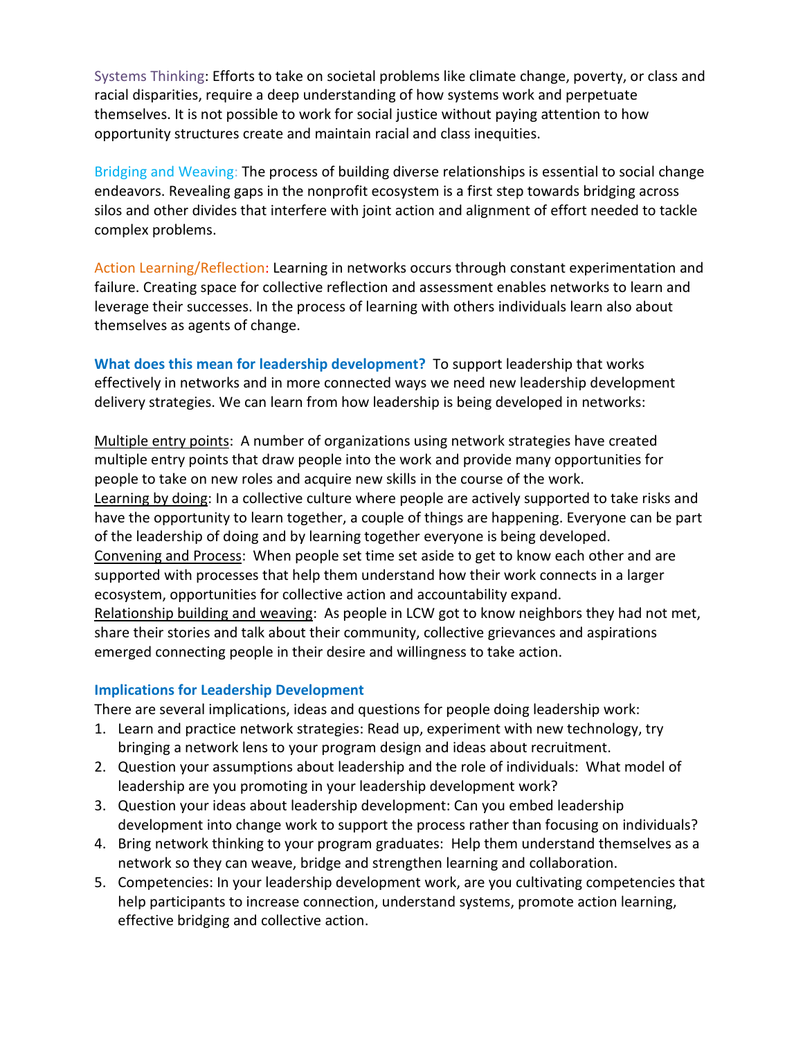Systems Thinking: Efforts to take on societal problems like climate change, poverty, or class and racial disparities, require a deep understanding of how systems work and perpetuate themselves. It is not possible to work for social justice without paying attention to how opportunity structures create and maintain racial and class inequities.

Bridging and Weaving: The process of building diverse relationships is essential to social change endeavors. Revealing gaps in the nonprofit ecosystem is a first step towards bridging across silos and other divides that interfere with joint action and alignment of effort needed to tackle complex problems.

Action Learning/Reflection: Learning in networks occurs through constant experimentation and failure. Creating space for collective reflection and assessment enables networks to learn and leverage their successes. In the process of learning with others individuals learn also about themselves as agents of change.

**What does this mean for leadership development?** To support leadership that works effectively in networks and in more connected ways we need new leadership development delivery strategies. We can learn from how leadership is being developed in networks:

<u>Multiple entry points</u>: A number of organizations using network strategies have created multiple entry points that draw people into the work and provide many opportunities for people to take on new roles and acquire new skills in the course of the work.
<u>Learning by doing</u>: In a collective culture where people are actively supported to take risks and have the opportunity to learn together, a couple of things are happening. Everyone can be part of the leadership of doing and by learning together everyone is being developed.
<u>Convening and Process</u>: When people set time set aside to get to know each other and are supported with processes that help them understand how their work connects in a larger ecosystem, opportunities for collective action and accountability expand.
<u>Relationship building and weaving</u>: As people in LCW got to know neighbors they had not met, share their stories and talk about their community, collective grievances and aspirations emerged connecting people in their desire and willingness to take action.

### Implications for Leadership Development

There are several implications, ideas and questions for people doing leadership work:

1. Learn and practice network strategies: Read up, experiment with new technology, try bringing a network lens to your program design and ideas about recruitment.
2. Question your assumptions about leadership and the role of individuals: What model of leadership are you promoting in your leadership development work?
3. Question your ideas about leadership development: Can you embed leadership development into change work to support the process rather than focusing on individuals?
4. Bring network thinking to your program graduates: Help them understand themselves as a network so they can weave, bridge and strengthen learning and collaboration.
5. Competencies: In your leadership development work, are you cultivating competencies that help participants to increase connection, understand systems, promote action learning, effective bridging and collective action.